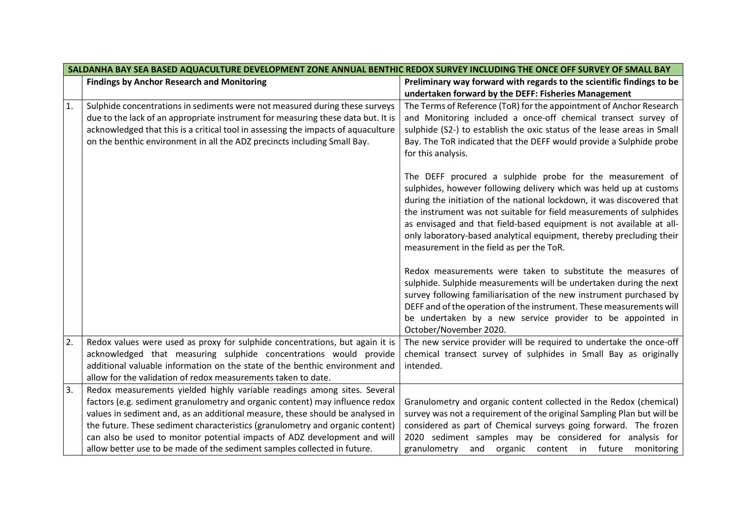| SALDANHA BAY SEA BASED AQUACULTURE DEVELOPMENT ZONE ANNUAL BENTHIC REDOX SURVEY INCLUDING THE ONCE OFF SURVEY OF SMALL BAY | | |
|---|---|---|
| | **Findings by Anchor Research and Monitoring** | **Preliminary way forward with regards to the scientific findings to be undertaken forward by the DEFF: Fisheries Management** |
| 1. | Sulphide concentrations in sediments were not measured during these surveys due to the lack of an appropriate instrument for measuring these data but. It is acknowledged that this is a critical tool in assessing the impacts of aquaculture on the benthic environment in all the ADZ precincts including Small Bay. | The Terms of Reference (ToR) for the appointment of Anchor Research and Monitoring included a once-off chemical transect survey of sulphide ($S^{2-}$) to establish the oxic status of the lease areas in Small Bay. The ToR indicated that the DEFF would provide a Sulphide probe for this analysis.<br><br>The DEFF procured a sulphide probe for the measurement of sulphides, however following delivery which was held up at customs during the initiation of the national lockdown, it was discovered that the instrument was not suitable for field measurements of sulphides as envisaged and that field-based equipment is not available at all-only laboratory-based analytical equipment, thereby precluding their measurement in the field as per the ToR.<br><br>Redox measurements were taken to substitute the measures of sulphide. Sulphide measurements will be undertaken during the next survey following familiarisation of the new instrument purchased by DEFF and of the operation of the instrument. These measurements will be undertaken by a new service provider to be appointed in October/November 2020. |
| 2. | Redox values were used as proxy for sulphide concentrations, but again it is acknowledged that measuring sulphide concentrations would provide additional valuable information on the state of the benthic environment and allow for the validation of redox measurements taken to date. | The new service provider will be required to undertake the once-off chemical transect survey of sulphides in Small Bay as originally intended. |
| 3. | Redox measurements yielded highly variable readings among sites. Several factors (e.g. sediment granulometry and organic content) may influence redox values in sediment and, as an additional measure, these should be analysed in the future. These sediment characteristics (granulometry and organic content) can also be used to monitor potential impacts of ADZ development and will allow better use to be made of the sediment samples collected in future. | Granulometry and organic content collected in the Redox (chemical) survey was not a requirement of the original Sampling Plan but will be considered as part of Chemical surveys going forward. The frozen 2020 sediment samples may be considered for analysis for granulometry and organic content in future monitoring |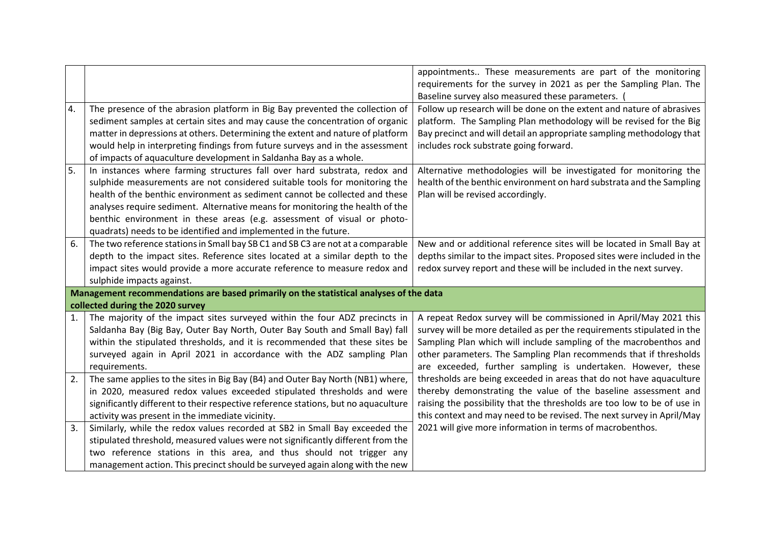| | | |
|---|---|---|
| | | appointments.. These measurements are part of the monitoring requirements for the survey in 2021 as per the Sampling Plan. The Baseline survey also measured these parameters. ( |
| 4. | The presence of the abrasion platform in Big Bay prevented the collection of sediment samples at certain sites and may cause the concentration of organic matter in depressions at others. Determining the extent and nature of platform would help in interpreting findings from future surveys and in the assessment of impacts of aquaculture development in Saldanha Bay as a whole. | Follow up research will be done on the extent and nature of abrasives platform. The Sampling Plan methodology will be revised for the Big Bay precinct and will detail an appropriate sampling methodology that includes rock substrate going forward. |
| 5. | In instances where farming structures fall over hard substrata, redox and sulphide measurements are not considered suitable tools for monitoring the health of the benthic environment as sediment cannot be collected and these analyses require sediment. Alternative means for monitoring the health of the benthic environment in these areas (e.g. assessment of visual or photo-quadrats) needs to be identified and implemented in the future. | Alternative methodologies will be investigated for monitoring the health of the benthic environment on hard substrata and the Sampling Plan will be revised accordingly. |
| 6. | The two reference stations in Small bay SB C1 and SB C3 are not at a comparable depth to the impact sites. Reference sites located at a similar depth to the impact sites would provide a more accurate reference to measure redox and sulphide impacts against. | New and or additional reference sites will be located in Small Bay at depths similar to the impact sites. Proposed sites were included in the redox survey report and these will be included in the next survey. |
| **Management recommendations are based primarily on the statistical analyses of the data collected during the 2020 survey** | | |
| 1. | The majority of the impact sites surveyed within the four ADZ precincts in Saldanha Bay (Big Bay, Outer Bay North, Outer Bay South and Small Bay) fall within the stipulated thresholds, and it is recommended that these sites be surveyed again in April 2021 in accordance with the ADZ sampling Plan requirements. | A repeat Redox survey will be commissioned in April/May 2021 this survey will be more detailed as per the requirements stipulated in the Sampling Plan which will include sampling of the macrobenthos and other parameters. The Sampling Plan recommends that if thresholds are exceeded, further sampling is undertaken. However, these thresholds are being exceeded in areas that do not have aquaculture thereby demonstrating the value of the baseline assessment and raising the possibility that the thresholds are too low to be of use in this context and may need to be revised. The next survey in April/May 2021 will give more information in terms of macrobenthos. |
| 2. | The same applies to the sites in Big Bay (B4) and Outer Bay North (NB1) where, in 2020, measured redox values exceeded stipulated thresholds and were significantly different to their respective reference stations, but no aquaculture activity was present in the immediate vicinity. | |
| 3. | Similarly, while the redox values recorded at SB2 in Small Bay exceeded the stipulated threshold, measured values were not significantly different from the two reference stations in this area, and thus should not trigger any management action. This precinct should be surveyed again along with the new | |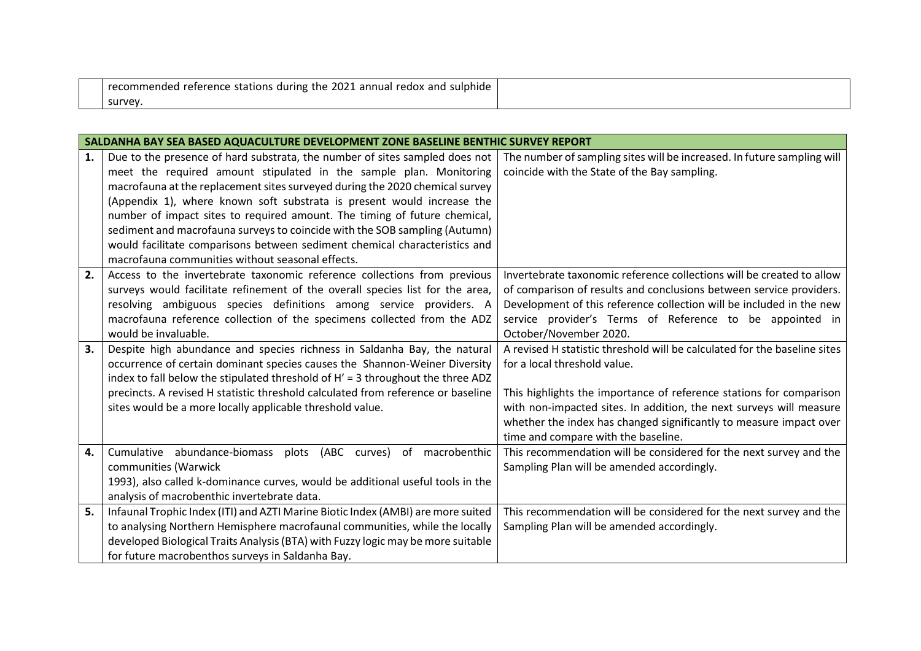| | recommended reference stations during the 2021 annual redox and sulphide survey. | |
|---|---|---|

| **SALDANHA BAY SEA BASED AQUACULTURE DEVELOPMENT ZONE BASELINE BENTHIC SURVEY REPORT** | | |
|---|---|---|
| **1.** | Due to the presence of hard substrata, the number of sites sampled does not meet the required amount stipulated in the sample plan. Monitoring macrofauna at the replacement sites surveyed during the 2020 chemical survey (Appendix 1), where known soft substrata is present would increase the number of impact sites to required amount. The timing of future chemical, sediment and macrofauna surveys to coincide with the SOB sampling (Autumn) would facilitate comparisons between sediment chemical characteristics and macrofauna communities without seasonal effects. | The number of sampling sites will be increased. In future sampling will coincide with the State of the Bay sampling. |
| **2.** | Access to the invertebrate taxonomic reference collections from previous surveys would facilitate refinement of the overall species list for the area, resolving ambiguous species definitions among service providers. A macrofauna reference collection of the specimens collected from the ADZ would be invaluable. | Invertebrate taxonomic reference collections will be created to allow of comparison of results and conclusions between service providers. Development of this reference collection will be included in the new service provider's Terms of Reference to be appointed in October/November 2020. |
| **3.** | Despite high abundance and species richness in Saldanha Bay, the natural occurrence of certain dominant species causes the Shannon-Weiner Diversity index to fall below the stipulated threshold of $H' = 3$ throughout the three ADZ precincts. A revised H statistic threshold calculated from reference or baseline sites would be a more locally applicable threshold value. | A revised H statistic threshold will be calculated for the baseline sites for a local threshold value.<br><br>This highlights the importance of reference stations for comparison with non-impacted sites. In addition, the next surveys will measure whether the index has changed significantly to measure impact over time and compare with the baseline. |
| **4.** | Cumulative abundance-biomass plots (ABC curves) of macrobenthic communities (Warwick 1993), also called k-dominance curves, would be additional useful tools in the analysis of macrobenthic invertebrate data. | This recommendation will be considered for the next survey and the Sampling Plan will be amended accordingly. |
| **5.** | Infaunal Trophic Index (ITI) and AZTI Marine Biotic Index (AMBI) are more suited to analysing Northern Hemisphere macrofaunal communities, while the locally developed Biological Traits Analysis (BTA) with Fuzzy logic may be more suitable for future macrobenthos surveys in Saldanha Bay. | This recommendation will be considered for the next survey and the Sampling Plan will be amended accordingly. |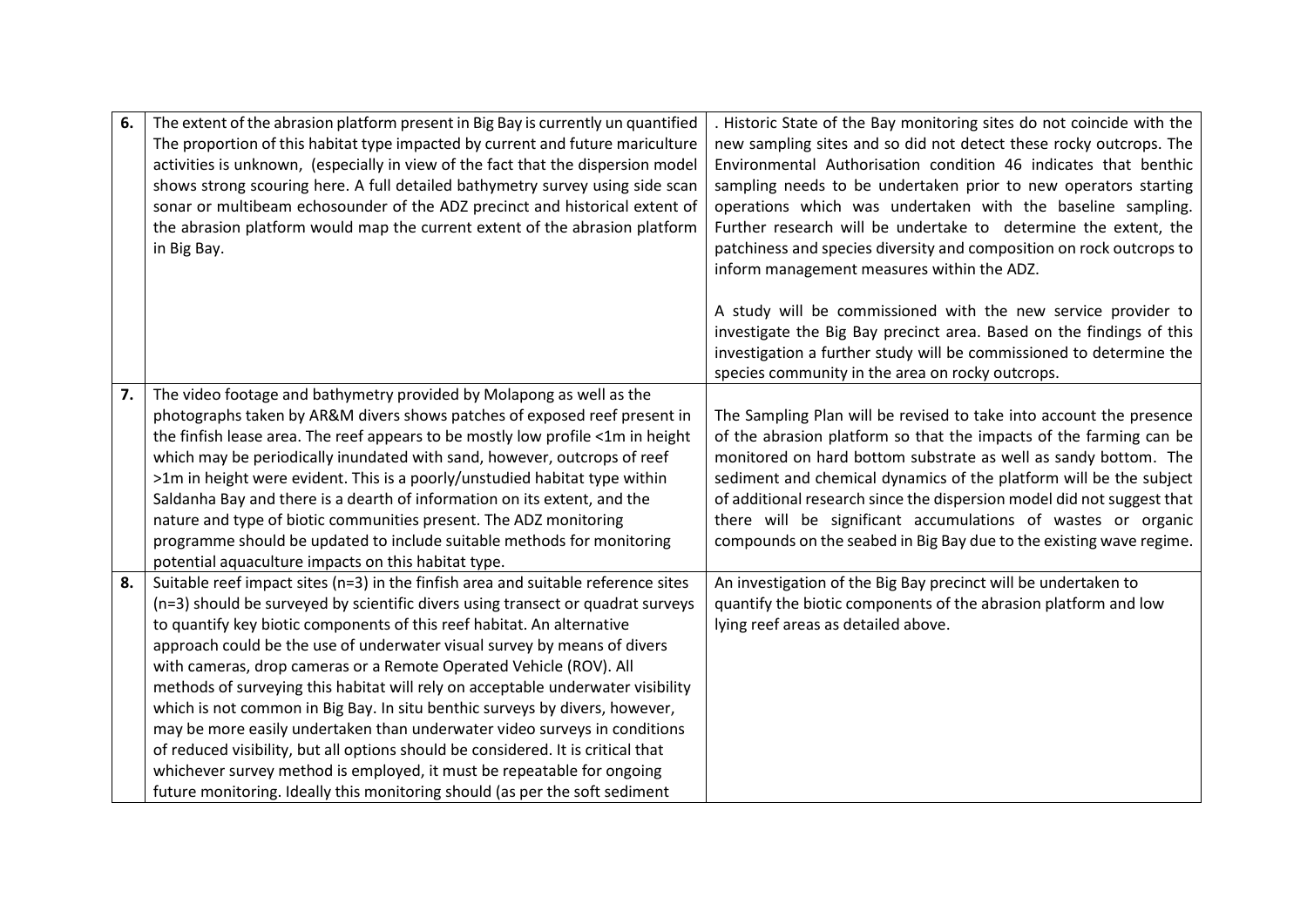| | | |
|---|---|---|
| **6.** | The extent of the abrasion platform present in Big Bay is currently un quantified The proportion of this habitat type impacted by current and future mariculture activities is unknown, (especially in view of the fact that the dispersion model shows strong scouring here. A full detailed bathymetry survey using side scan sonar or multibeam echosounder of the ADZ precinct and historical extent of the abrasion platform would map the current extent of the abrasion platform in Big Bay. | . Historic State of the Bay monitoring sites do not coincide with the new sampling sites and so did not detect these rocky outcrops. The Environmental Authorisation condition 46 indicates that benthic sampling needs to be undertaken prior to new operators starting operations which was undertaken with the baseline sampling. Further research will be undertake to determine the extent, the patchiness and species diversity and composition on rock outcrops to inform management measures within the ADZ.<br><br>A study will be commissioned with the new service provider to investigate the Big Bay precinct area. Based on the findings of this investigation a further study will be commissioned to determine the species community in the area on rocky outcrops. |
| **7.** | The video footage and bathymetry provided by Molapong as well as the photographs taken by AR&M divers shows patches of exposed reef present in the finfish lease area. The reef appears to be mostly low profile <1m in height which may be periodically inundated with sand, however, outcrops of reef >1m in height were evident. This is a poorly/unstudied habitat type within Saldanha Bay and there is a dearth of information on its extent, and the nature and type of biotic communities present. The ADZ monitoring programme should be updated to include suitable methods for monitoring potential aquaculture impacts on this habitat type. | The Sampling Plan will be revised to take into account the presence of the abrasion platform so that the impacts of the farming can be monitored on hard bottom substrate as well as sandy bottom. The sediment and chemical dynamics of the platform will be the subject of additional research since the dispersion model did not suggest that there will be significant accumulations of wastes or organic compounds on the seabed in Big Bay due to the existing wave regime. |
| **8.** | Suitable reef impact sites (n=3) in the finfish area and suitable reference sites (n=3) should be surveyed by scientific divers using transect or quadrat surveys to quantify key biotic components of this reef habitat. An alternative approach could be the use of underwater visual survey by means of divers with cameras, drop cameras or a Remote Operated Vehicle (ROV). All methods of surveying this habitat will rely on acceptable underwater visibility which is not common in Big Bay. In situ benthic surveys by divers, however, may be more easily undertaken than underwater video surveys in conditions of reduced visibility, but all options should be considered. It is critical that whichever survey method is employed, it must be repeatable for ongoing future monitoring. Ideally this monitoring should (as per the soft sediment | An investigation of the Big Bay precinct will be undertaken to quantify the biotic components of the abrasion platform and low lying reef areas as detailed above. |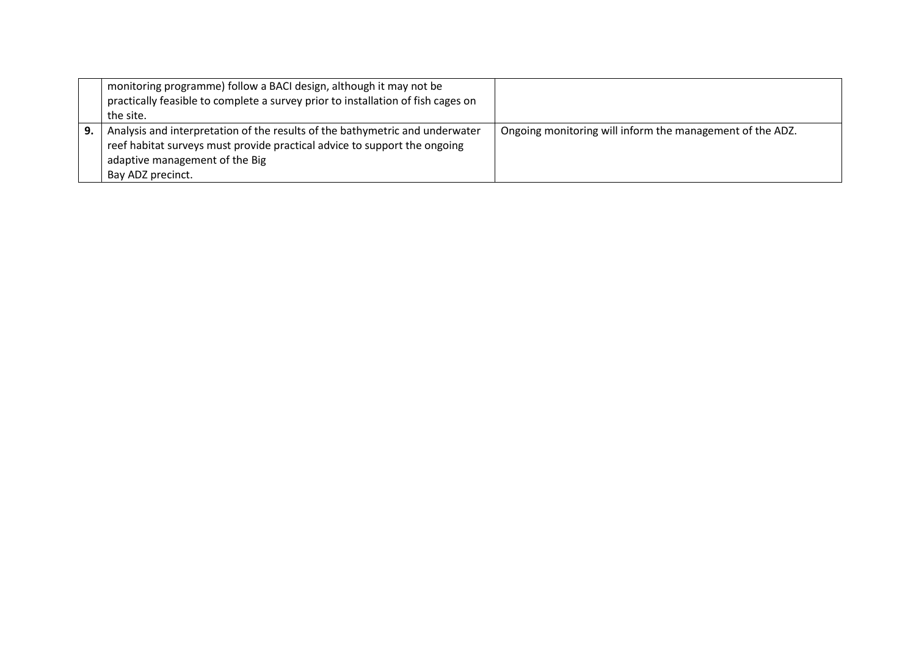| | | |
|---|---|---|
| | monitoring programme) follow a BACI design, although it may not be practically feasible to complete a survey prior to installation of fish cages on the site. | |
| **9.** | Analysis and interpretation of the results of the bathymetric and underwater reef habitat surveys must provide practical advice to support the ongoing adaptive management of the Big Bay ADZ precinct. | Ongoing monitoring will inform the management of the ADZ. |